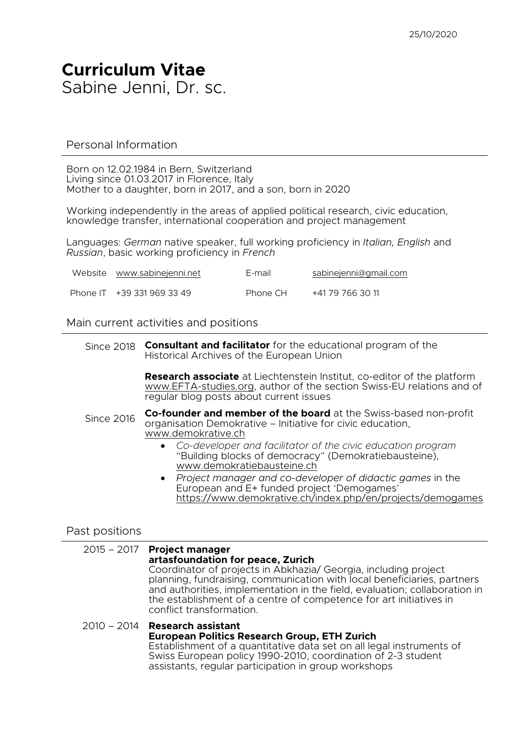25/10/2020

# Curriculum Vitae
Sabine Jenni, Dr. sc.

## Personal Information

Born on 12.02.1984 in Bern, Switzerland
Living since 01.03.2017 in Florence, Italy
Mother to a daughter, born in 2017, and a son, born in 2020

Working independently in the areas of applied political research, civic education, knowledge transfer, international cooperation and project management

Languages: *German* native speaker, full working proficiency in *Italian, English* and *Russian*, basic working proficiency in *French*

| | | | |
|---|---|---|---|
| Website | www.sabinejenni.net | E-mail | sabinejenni@gmail.com |
| Phone IT | +39 331 969 33 49 | Phone CH | +41 79 766 30 11 |

## Main current activities and positions

Since 2018 **Consultant and facilitator** for the educational program of the Historical Archives of the European Union

**Research associate** at Liechtenstein Institut, co-editor of the platform www.EFTA-studies.org, author of the section Swiss-EU relations and of regular blog posts about current issues

Since 2016 **Co-founder and member of the board** at the Swiss-based non-profit organisation Demokrative – Initiative for civic education, www.demokrative.ch

- *Co-developer and facilitator of the civic education program* "Building blocks of democracy" (Demokratiebausteine), www.demokratiebausteine.ch
- *Project manager and co-developer of didactic games* in the European and E+ funded project 'Demogames' https://www.demokrative.ch/index.php/en/projects/demogames

## Past positions

2015 – 2017 **Project manager**
**artasfoundation for peace, Zurich**
Coordinator of projects in Abkhazia/ Georgia, including project planning, fundraising, communication with local beneficiaries, partners and authorities, implementation in the field, evaluation; collaboration in the establishment of a centre of competence for art initiatives in conflict transformation.

2010 – 2014 **Research assistant**
**European Politics Research Group, ETH Zurich**
Establishment of a quantitative data set on all legal instruments of Swiss European policy 1990-2010, coordination of 2-3 student assistants, regular participation in group workshops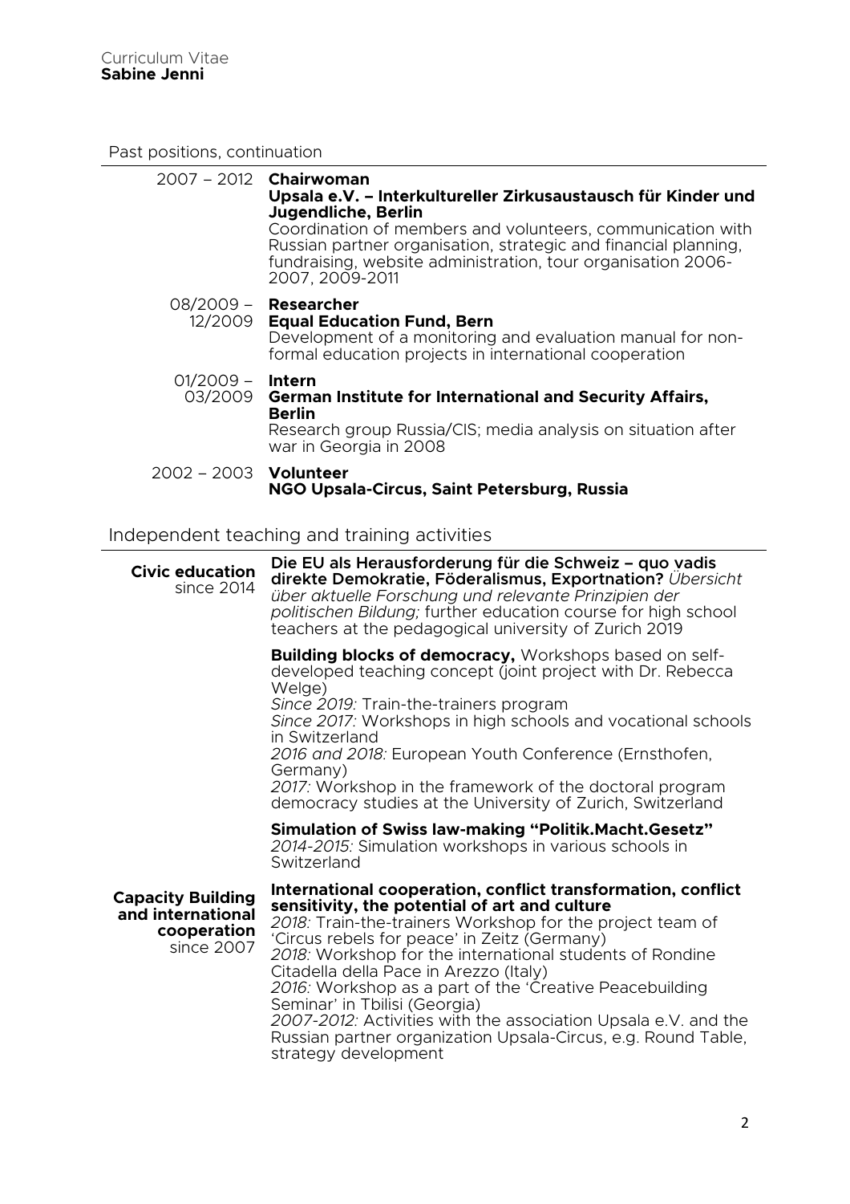## Past positions, continuation

**2007 – 2012** **Chairwoman**
**Upsala e.V. – Interkultureller Zirkusaustausch für Kinder und Jugendliche, Berlin**
Coordination of members and volunteers, communication with Russian partner organisation, strategic and financial planning, fundraising, website administration, tour organisation 2006-2007, 2009-2011

**08/2009 – 12/2009** **Researcher**
**Equal Education Fund, Bern**
Development of a monitoring and evaluation manual for non-formal education projects in international cooperation

**01/2009 – 03/2009** **Intern**
**German Institute for International and Security Affairs, Berlin**
Research group Russia/CIS; media analysis on situation after war in Georgia in 2008

**2002 – 2003** **Volunteer**
**NGO Upsala-Circus, Saint Petersburg, Russia**

## Independent teaching and training activities

### Civic education since 2014

**Die EU als Herausforderung für die Schweiz – quo vadis direkte Demokratie, Föderalismus, Exportnation?** *Übersicht über aktuelle Forschung und relevante Prinzipien der politischen Bildung;* further education course for high school teachers at the pedagogical university of Zurich 2019

**Building blocks of democracy,** Workshops based on self-developed teaching concept (joint project with Dr. Rebecca Welge)
*Since 2019:* Train-the-trainers program
*Since 2017:* Workshops in high schools and vocational schools in Switzerland
*2016 and 2018:* European Youth Conference (Ernsthofen, Germany)
*2017:* Workshop in the framework of the doctoral program democracy studies at the University of Zurich, Switzerland

**Simulation of Swiss law-making "Politik.Macht.Gesetz"**
*2014-2015:* Simulation workshops in various schools in Switzerland

### Capacity Building and international cooperation since 2007

**International cooperation, conflict transformation, conflict sensitivity, the potential of art and culture**
*2018:* Train-the-trainers Workshop for the project team of 'Circus rebels for peace' in Zeitz (Germany)
*2018:* Workshop for the international students of Rondine Citadella della Pace in Arezzo (Italy)
*2016:* Workshop as a part of the 'Creative Peacebuilding Seminar' in Tbilisi (Georgia)
*2007-2012:* Activities with the association Upsala e.V. and the Russian partner organization Upsala-Circus, e.g. Round Table, strategy development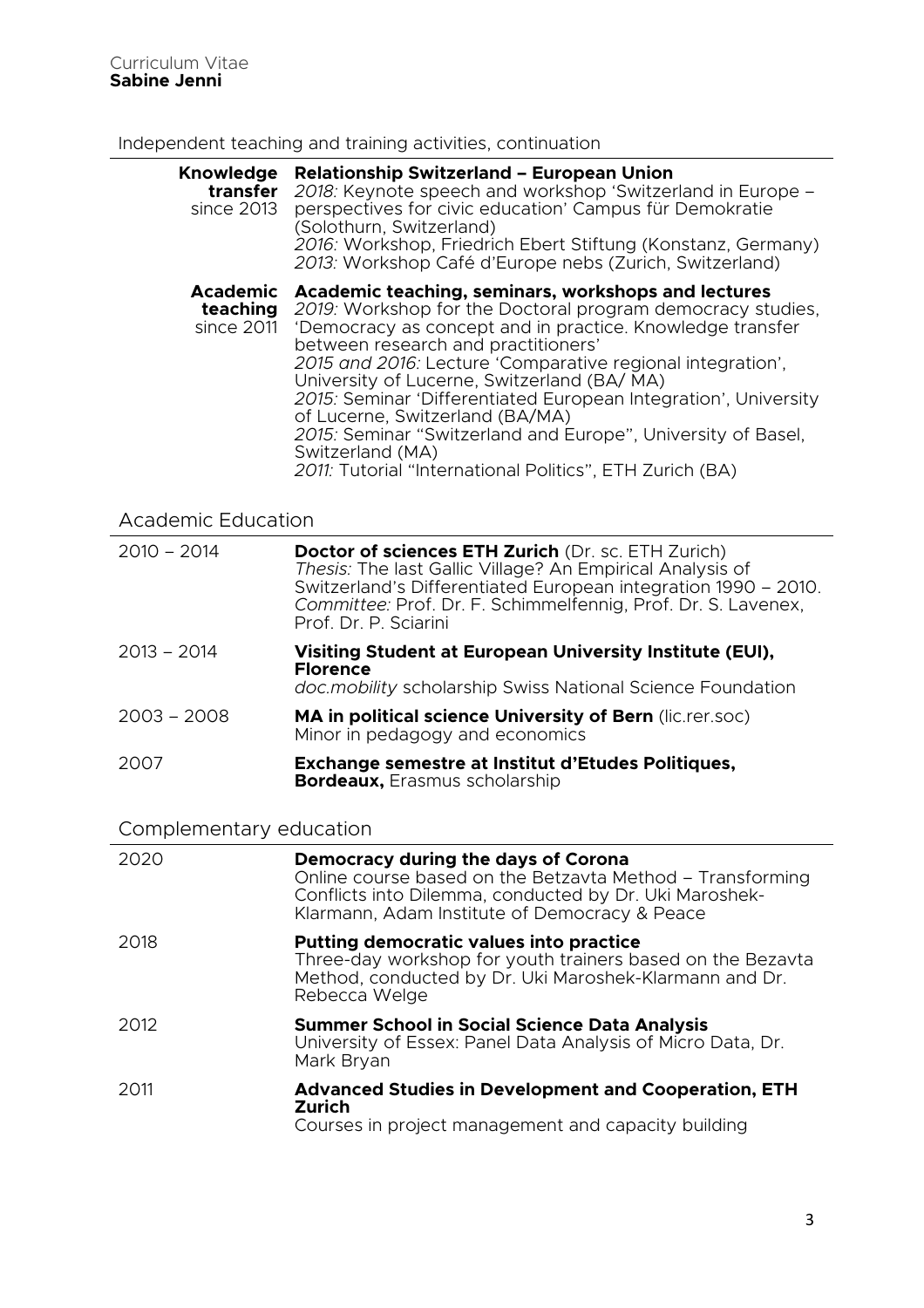Independent teaching and training activities, continuation

| | |
|---|---|
| **Knowledge transfer** since 2013 | **Relationship Switzerland – European Union**<br>*2018:* Keynote speech and workshop 'Switzerland in Europe – perspectives for civic education' Campus für Demokratie (Solothurn, Switzerland)<br>*2016:* Workshop, Friedrich Ebert Stiftung (Konstanz, Germany)<br>*2013:* Workshop Café d'Europe nebs (Zurich, Switzerland) |
| **Academic teaching** since 2011 | **Academic teaching, seminars, workshops and lectures**<br>*2019:* Workshop for the Doctoral program democracy studies, 'Democracy as concept and in practice. Knowledge transfer between research and practitioners'<br>*2015 and 2016:* Lecture 'Comparative regional integration', University of Lucerne, Switzerland (BA/ MA)<br>*2015:* Seminar 'Differentiated European Integration', University of Lucerne, Switzerland (BA/MA)<br>*2015:* Seminar "Switzerland and Europe", University of Basel, Switzerland (MA)<br>*2011:* Tutorial "International Politics", ETH Zurich (BA) |

## Academic Education

| | |
|---|---|
| 2010 – 2014 | **Doctor of sciences ETH Zurich** (Dr. sc. ETH Zurich)<br>*Thesis:* The last Gallic Village? An Empirical Analysis of Switzerland's Differentiated European integration 1990 – 2010.<br>*Committee:* Prof. Dr. F. Schimmelfennig, Prof. Dr. S. Lavenex, Prof. Dr. P. Sciarini |
| 2013 – 2014 | **Visiting Student at European University Institute (EUI), Florence**<br>*doc.mobility* scholarship Swiss National Science Foundation |
| 2003 – 2008 | **MA in political science University of Bern** (lic.rer.soc)<br>Minor in pedagogy and economics |
| 2007 | **Exchange semestre at Institut d'Etudes Politiques, Bordeaux,** Erasmus scholarship |

## Complementary education

| | |
|---|---|
| 2020 | **Democracy during the days of Corona**<br>Online course based on the Betzavta Method – Transforming Conflicts into Dilemma, conducted by Dr. Uki Maroshek-Klarmann, Adam Institute of Democracy & Peace |
| 2018 | **Putting democratic values into practice**<br>Three-day workshop for youth trainers based on the Bezavta Method, conducted by Dr. Uki Maroshek-Klarmann and Dr. Rebecca Welge |
| 2012 | **Summer School in Social Science Data Analysis**<br>University of Essex: Panel Data Analysis of Micro Data, Dr. Mark Bryan |
| 2011 | **Advanced Studies in Development and Cooperation, ETH Zurich**<br>Courses in project management and capacity building |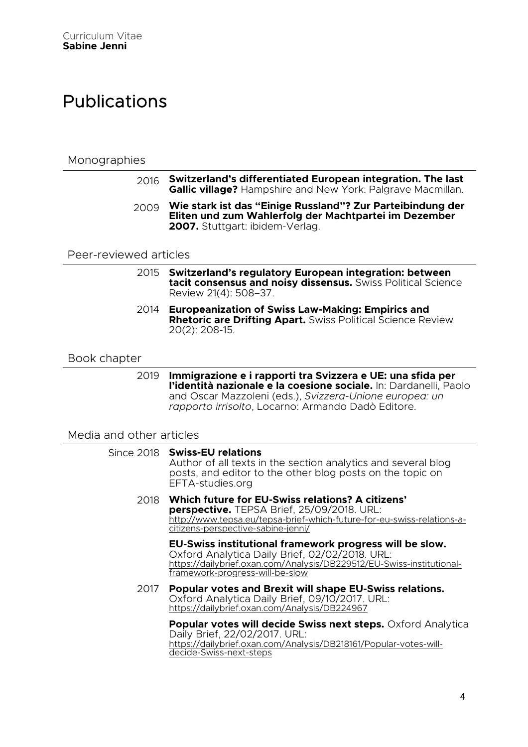# Publications

## Monographies

2016 **Switzerland's differentiated European integration. The last Gallic village?** Hampshire and New York: Palgrave Macmillan.

2009 **Wie stark ist das "Einige Russland"? Zur Parteibindung der Eliten und zum Wahlerfolg der Machtpartei im Dezember 2007.** Stuttgart: ibidem-Verlag.

## Peer-reviewed articles

2015 **Switzerland's regulatory European integration: between tacit consensus and noisy dissensus.** Swiss Political Science Review 21(4): 508–37.

2014 **Europeanization of Swiss Law-Making: Empirics and Rhetoric are Drifting Apart.** Swiss Political Science Review 20(2): 208-15.

## Book chapter

2019 **Immigrazione e i rapporti tra Svizzera e UE: una sfida per l'identità nazionale e la coesione sociale.** In: Dardanelli, Paolo and Oscar Mazzoleni (eds.), *Svizzera-Unione europea: un rapporto irrisolto*, Locarno: Armando Dadò Editore.

## Media and other articles

Since 2018 **Swiss-EU relations**
Author of all texts in the section analytics and several blog posts, and editor to the other blog posts on the topic on EFTA-studies.org

2018 **Which future for EU-Swiss relations? A citizens' perspective.** TEPSA Brief, 25/09/2018. URL: http://www.tepsa.eu/tepsa-brief-which-future-for-eu-swiss-relations-a-citizens-perspective-sabine-jenni/

**EU-Swiss institutional framework progress will be slow.** Oxford Analytica Daily Brief, 02/02/2018. URL: https://dailybrief.oxan.com/Analysis/DB229512/EU-Swiss-institutional-framework-progress-will-be-slow

2017 **Popular votes and Brexit will shape EU-Swiss relations.** Oxford Analytica Daily Brief, 09/10/2017. URL: https://dailybrief.oxan.com/Analysis/DB224967

**Popular votes will decide Swiss next steps.** Oxford Analytica Daily Brief, 22/02/2017. URL: https://dailybrief.oxan.com/Analysis/DB218161/Popular-votes-will-decide-Swiss-next-steps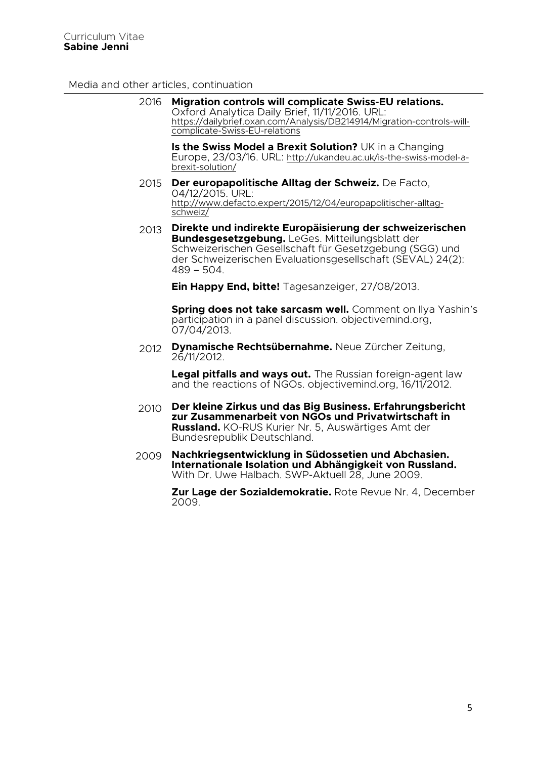## Media and other articles, continuation

**2016**

**Migration controls will complicate Swiss-EU relations.** Oxford Analytica Daily Brief, 11/11/2016. URL: https://dailybrief.oxan.com/Analysis/DB214914/Migration-controls-will-complicate-Swiss-EU-relations

**Is the Swiss Model a Brexit Solution?** UK in a Changing Europe, 23/03/16. URL: http://ukandeu.ac.uk/is-the-swiss-model-a-brexit-solution/

**2015**

**Der europapolitische Alltag der Schweiz.** De Facto, 04/12/2015. URL: http://www.defacto.expert/2015/12/04/europapolitischer-alltag-schweiz/

**2013**

**Direkte und indirekte Europäisierung der schweizerischen Bundesgesetzgebung.** LeGes. Mitteilungsblatt der Schweizerischen Gesellschaft für Gesetzgebung (SGG) und der Schweizerischen Evaluationsgesellschaft (SEVAL) 24(2): 489 – 504.

**Ein Happy End, bitte!** Tagesanzeiger, 27/08/2013.

**Spring does not take sarcasm well.** Comment on Ilya Yashin's participation in a panel discussion. objectivemind.org, 07/04/2013.

**2012**

**Dynamische Rechtsübernahme.** Neue Zürcher Zeitung, 26/11/2012.

**Legal pitfalls and ways out.** The Russian foreign-agent law and the reactions of NGOs. objectivemind.org, 16/11/2012.

**2010**

**Der kleine Zirkus und das Big Business. Erfahrungsbericht zur Zusammenarbeit von NGOs und Privatwirtschaft in Russland.** KO-RUS Kurier Nr. 5, Auswärtiges Amt der Bundesrepublik Deutschland.

**2009**

**Nachkriegsentwicklung in Südossetien und Abchasien. Internationale Isolation und Abhängigkeit von Russland.** With Dr. Uwe Halbach. SWP-Aktuell 28, June 2009.

**Zur Lage der Sozialdemokratie.** Rote Revue Nr. 4, December 2009.